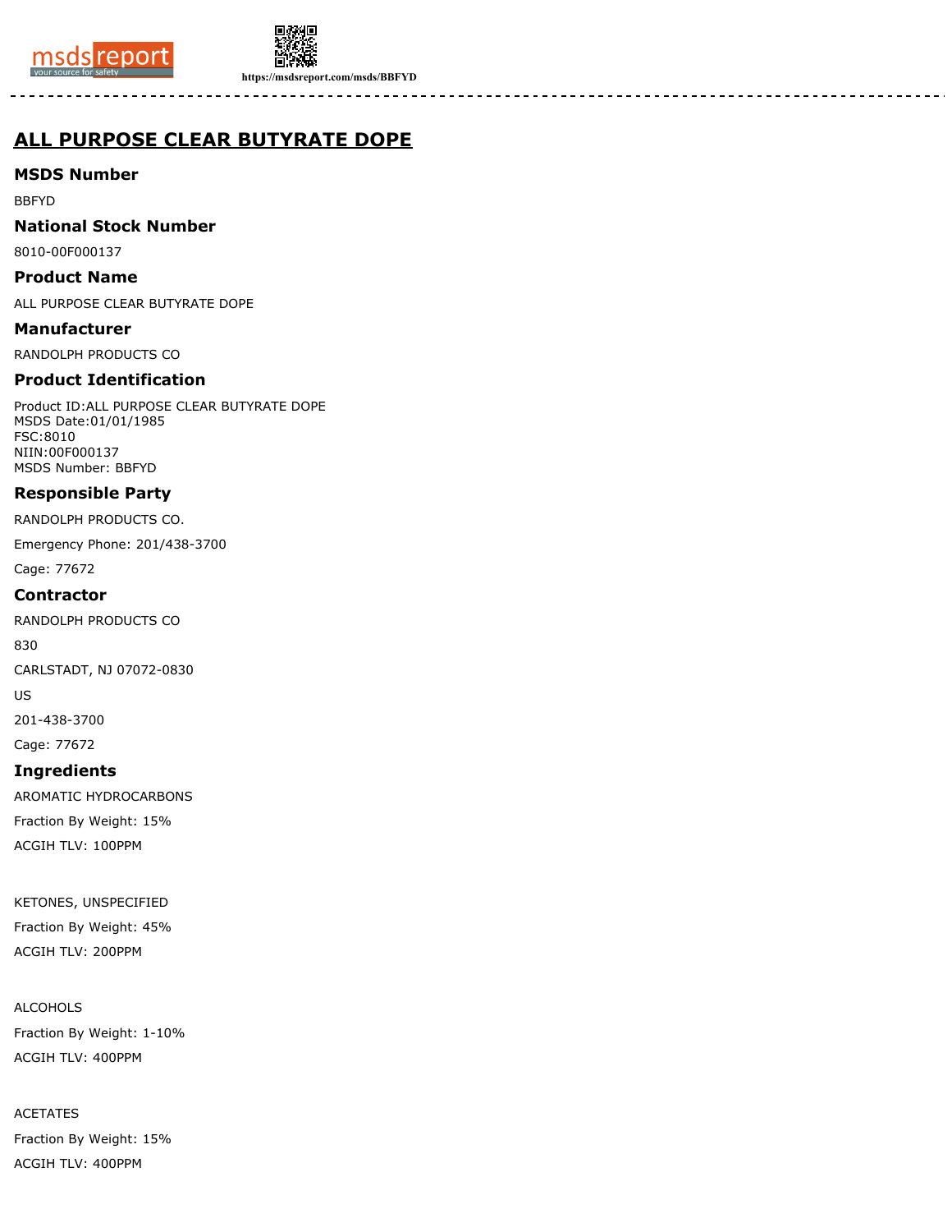# ALL PURPOSE CLEAR BUTYRATE DOPE

## MSDS Number

BBFYD

## National Stock Number

8010-00F000137

## Product Name

ALL PURPOSE CLEAR BUTYRATE DOPE

## Manufacturer

RANDOLPH PRODUCTS CO

## Product Identification

Product ID:ALL PURPOSE CLEAR BUTYRATE DOPE
MSDS Date:01/01/1985
FSC:8010
NIIN:00F000137
MSDS Number: BBFYD

## Responsible Party

RANDOLPH PRODUCTS CO.

Emergency Phone: 201/438-3700

Cage: 77672

## Contractor

RANDOLPH PRODUCTS CO

830

CARLSTADT, NJ 07072-0830

US

201-438-3700

Cage: 77672

## Ingredients

AROMATIC HYDROCARBONS

Fraction By Weight: 15%

ACGIH TLV: 100PPM

KETONES, UNSPECIFIED

Fraction By Weight: 45%

ACGIH TLV: 200PPM

ALCOHOLS

Fraction By Weight: 1-10%

ACGIH TLV: 400PPM

ACETATES

Fraction By Weight: 15%

ACGIH TLV: 400PPM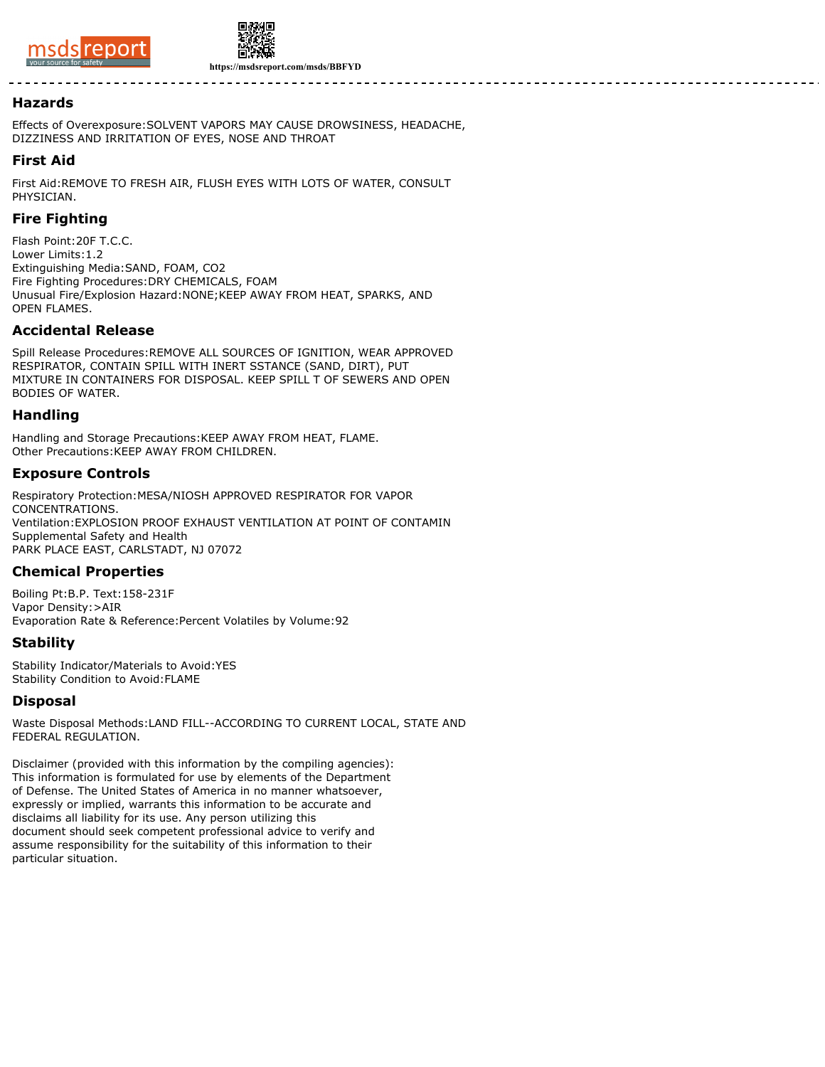## Hazards

Effects of Overexposure:SOLVENT VAPORS MAY CAUSE DROWSINESS, HEADACHE, DIZZINESS AND IRRITATION OF EYES, NOSE AND THROAT

## First Aid

First Aid:REMOVE TO FRESH AIR, FLUSH EYES WITH LOTS OF WATER, CONSULT PHYSICIAN.

## Fire Fighting

Flash Point:20F T.C.C.
Lower Limits:1.2
Extinguishing Media:SAND, FOAM, CO2
Fire Fighting Procedures:DRY CHEMICALS, FOAM
Unusual Fire/Explosion Hazard:NONE;KEEP AWAY FROM HEAT, SPARKS, AND OPEN FLAMES.

## Accidental Release

Spill Release Procedures:REMOVE ALL SOURCES OF IGNITION, WEAR APPROVED RESPIRATOR, CONTAIN SPILL WITH INERT SSTANCE (SAND, DIRT), PUT MIXTURE IN CONTAINERS FOR DISPOSAL. KEEP SPILL T OF SEWERS AND OPEN BODIES OF WATER.

## Handling

Handling and Storage Precautions:KEEP AWAY FROM HEAT, FLAME.
Other Precautions:KEEP AWAY FROM CHILDREN.

## Exposure Controls

Respiratory Protection:MESA/NIOSH APPROVED RESPIRATOR FOR VAPOR CONCENTRATIONS.
Ventilation:EXPLOSION PROOF EXHAUST VENTILATION AT POINT OF CONTAMIN
Supplemental Safety and Health
PARK PLACE EAST, CARLSTADT, NJ 07072

## Chemical Properties

Boiling Pt:B.P. Text:158-231F
Vapor Density:>AIR
Evaporation Rate & Reference:Percent Volatiles by Volume:92

## Stability

Stability Indicator/Materials to Avoid:YES
Stability Condition to Avoid:FLAME

## Disposal

Waste Disposal Methods:LAND FILL--ACCORDING TO CURRENT LOCAL, STATE AND FEDERAL REGULATION.

Disclaimer (provided with this information by the compiling agencies): This information is formulated for use by elements of the Department of Defense. The United States of America in no manner whatsoever, expressly or implied, warrants this information to be accurate and disclaims all liability for its use. Any person utilizing this document should seek competent professional advice to verify and assume responsibility for the suitability of this information to their particular situation.